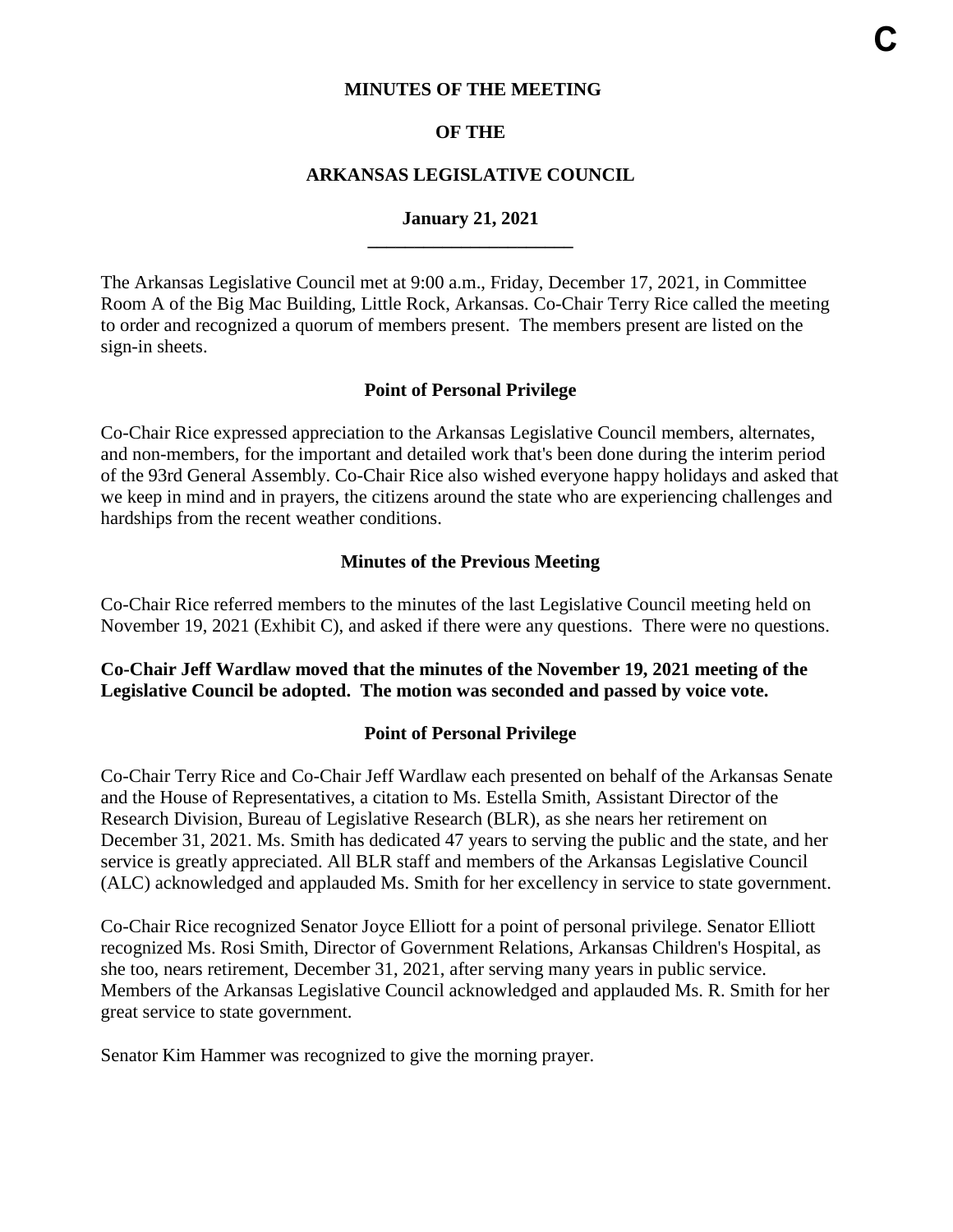C

**MINUTES OF THE MEETING**

**OF THE**

**ARKANSAS LEGISLATIVE COUNCIL**

**January 21, 2021**

The Arkansas Legislative Council met at 9:00 a.m., Friday, December 17, 2021, in Committee Room A of the Big Mac Building, Little Rock, Arkansas. Co-Chair Terry Rice called the meeting to order and recognized a quorum of members present. The members present are listed on the sign-in sheets.

**Point of Personal Privilege**

Co-Chair Rice expressed appreciation to the Arkansas Legislative Council members, alternates, and non-members, for the important and detailed work that's been done during the interim period of the 93rd General Assembly. Co-Chair Rice also wished everyone happy holidays and asked that we keep in mind and in prayers, the citizens around the state who are experiencing challenges and hardships from the recent weather conditions.

**Minutes of the Previous Meeting**

Co-Chair Rice referred members to the minutes of the last Legislative Council meeting held on November 19, 2021 (Exhibit C), and asked if there were any questions. There were no questions.

**Co-Chair Jeff Wardlaw moved that the minutes of the November 19, 2021 meeting of the Legislative Council be adopted. The motion was seconded and passed by voice vote.**

**Point of Personal Privilege**

Co-Chair Terry Rice and Co-Chair Jeff Wardlaw each presented on behalf of the Arkansas Senate and the House of Representatives, a citation to Ms. Estella Smith, Assistant Director of the Research Division, Bureau of Legislative Research (BLR), as she nears her retirement on December 31, 2021. Ms. Smith has dedicated 47 years to serving the public and the state, and her service is greatly appreciated. All BLR staff and members of the Arkansas Legislative Council (ALC) acknowledged and applauded Ms. Smith for her excellency in service to state government.

Co-Chair Rice recognized Senator Joyce Elliott for a point of personal privilege. Senator Elliott recognized Ms. Rosi Smith, Director of Government Relations, Arkansas Children's Hospital, as she too, nears retirement, December 31, 2021, after serving many years in public service. Members of the Arkansas Legislative Council acknowledged and applauded Ms. R. Smith for her great service to state government.

Senator Kim Hammer was recognized to give the morning prayer.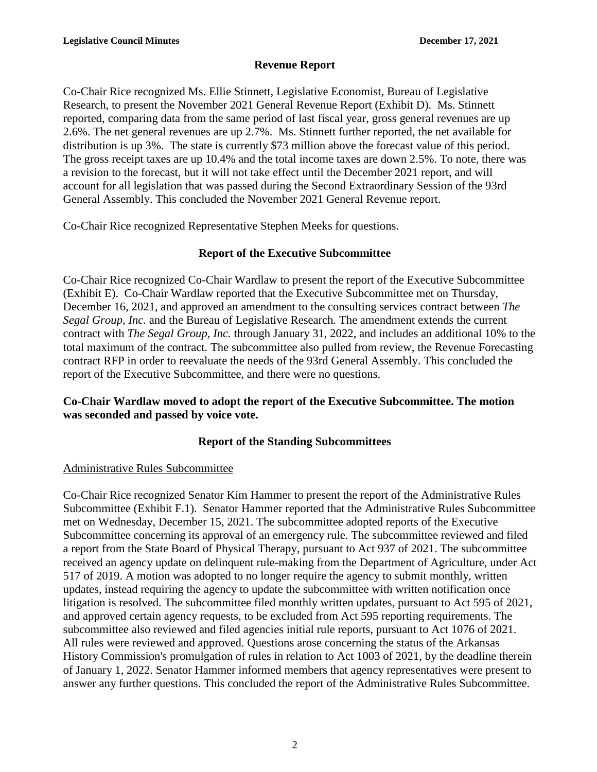## Revenue Report

Co-Chair Rice recognized Ms. Ellie Stinnett, Legislative Economist, Bureau of Legislative Research, to present the November 2021 General Revenue Report (Exhibit D). Ms. Stinnett reported, comparing data from the same period of last fiscal year, gross general revenues are up 2.6%. The net general revenues are up 2.7%. Ms. Stinnett further reported, the net available for distribution is up 3%. The state is currently \$73 million above the forecast value of this period. The gross receipt taxes are up 10.4% and the total income taxes are down 2.5%. To note, there was a revision to the forecast, but it will not take effect until the December 2021 report, and will account for all legislation that was passed during the Second Extraordinary Session of the 93rd General Assembly. This concluded the November 2021 General Revenue report.

Co-Chair Rice recognized Representative Stephen Meeks for questions.

## Report of the Executive Subcommittee

Co-Chair Rice recognized Co-Chair Wardlaw to present the report of the Executive Subcommittee (Exhibit E). Co-Chair Wardlaw reported that the Executive Subcommittee met on Thursday, December 16, 2021, and approved an amendment to the consulting services contract between *The Segal Group, Inc.* and the Bureau of Legislative Research*.* The amendment extends the current contract with *The Segal Group, Inc.* through January 31, 2022, and includes an additional 10% to the total maximum of the contract. The subcommittee also pulled from review, the Revenue Forecasting contract RFP in order to reevaluate the needs of the 93rd General Assembly. This concluded the report of the Executive Subcommittee, and there were no questions.

**Co-Chair Wardlaw moved to adopt the report of the Executive Subcommittee. The motion was seconded and passed by voice vote.**

## Report of the Standing Subcommittees

Administrative Rules Subcommittee

Co-Chair Rice recognized Senator Kim Hammer to present the report of the Administrative Rules Subcommittee (Exhibit F.1). Senator Hammer reported that the Administrative Rules Subcommittee met on Wednesday, December 15, 2021. The subcommittee adopted reports of the Executive Subcommittee concerning its approval of an emergency rule. The subcommittee reviewed and filed a report from the State Board of Physical Therapy, pursuant to Act 937 of 2021. The subcommittee received an agency update on delinquent rule-making from the Department of Agriculture, under Act 517 of 2019. A motion was adopted to no longer require the agency to submit monthly, written updates, instead requiring the agency to update the subcommittee with written notification once litigation is resolved. The subcommittee filed monthly written updates, pursuant to Act 595 of 2021, and approved certain agency requests, to be excluded from Act 595 reporting requirements. The subcommittee also reviewed and filed agencies initial rule reports, pursuant to Act 1076 of 2021. All rules were reviewed and approved. Questions arose concerning the status of the Arkansas History Commission's promulgation of rules in relation to Act 1003 of 2021, by the deadline therein of January 1, 2022. Senator Hammer informed members that agency representatives were present to answer any further questions. This concluded the report of the Administrative Rules Subcommittee.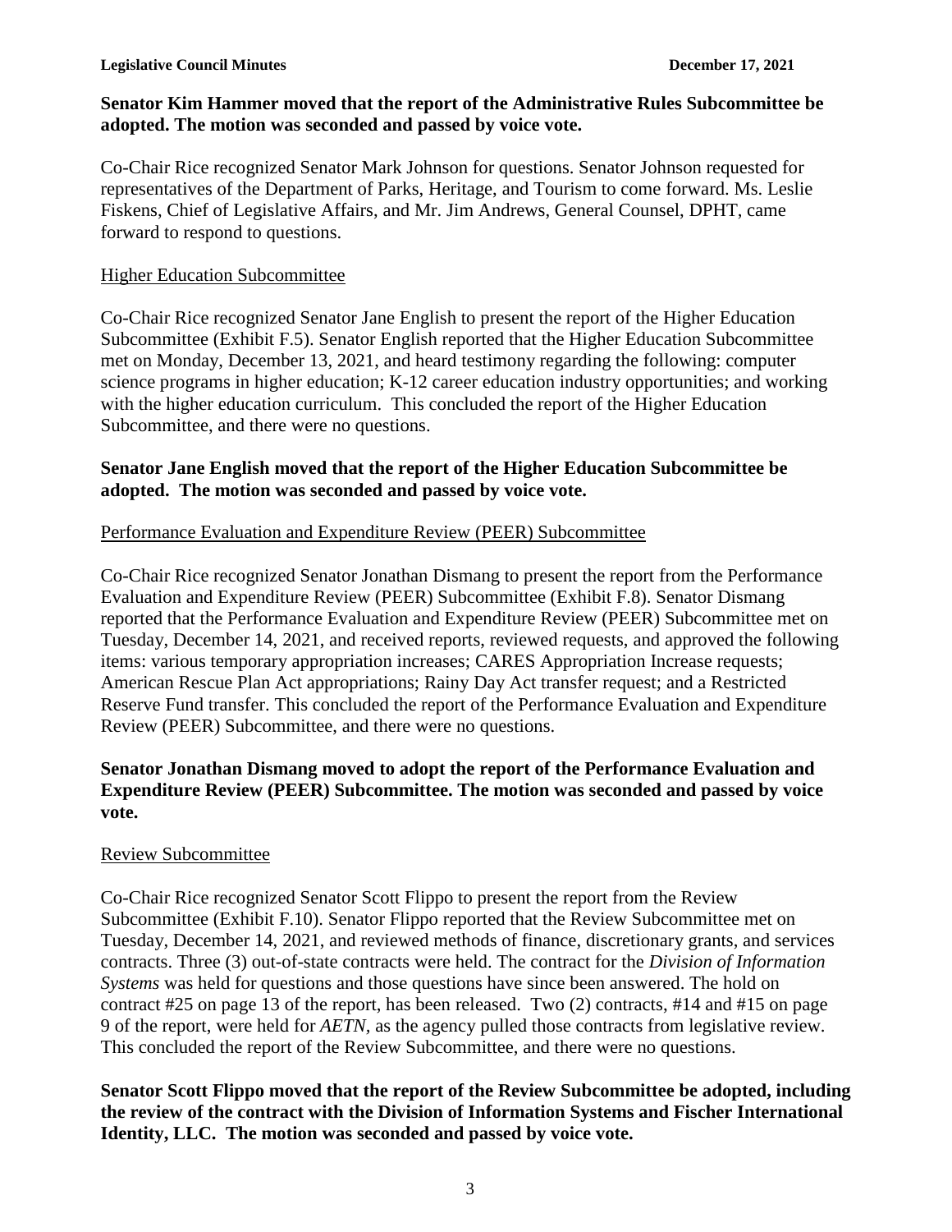**Senator Kim Hammer moved that the report of the Administrative Rules Subcommittee be adopted. The motion was seconded and passed by voice vote.**

Co-Chair Rice recognized Senator Mark Johnson for questions. Senator Johnson requested for representatives of the Department of Parks, Heritage, and Tourism to come forward. Ms. Leslie Fiskens, Chief of Legislative Affairs, and Mr. Jim Andrews, General Counsel, DPHT, came forward to respond to questions.

Higher Education Subcommittee

Co-Chair Rice recognized Senator Jane English to present the report of the Higher Education Subcommittee (Exhibit F.5). Senator English reported that the Higher Education Subcommittee met on Monday, December 13, 2021, and heard testimony regarding the following: computer science programs in higher education; K-12 career education industry opportunities; and working with the higher education curriculum. This concluded the report of the Higher Education Subcommittee, and there were no questions.

**Senator Jane English moved that the report of the Higher Education Subcommittee be adopted. The motion was seconded and passed by voice vote.**

Performance Evaluation and Expenditure Review (PEER) Subcommittee

Co-Chair Rice recognized Senator Jonathan Dismang to present the report from the Performance Evaluation and Expenditure Review (PEER) Subcommittee (Exhibit F.8). Senator Dismang reported that the Performance Evaluation and Expenditure Review (PEER) Subcommittee met on Tuesday, December 14, 2021, and received reports, reviewed requests, and approved the following items: various temporary appropriation increases; CARES Appropriation Increase requests; American Rescue Plan Act appropriations; Rainy Day Act transfer request; and a Restricted Reserve Fund transfer. This concluded the report of the Performance Evaluation and Expenditure Review (PEER) Subcommittee, and there were no questions.

**Senator Jonathan Dismang moved to adopt the report of the Performance Evaluation and Expenditure Review (PEER) Subcommittee. The motion was seconded and passed by voice vote.**

Review Subcommittee

Co-Chair Rice recognized Senator Scott Flippo to present the report from the Review Subcommittee (Exhibit F.10). Senator Flippo reported that the Review Subcommittee met on Tuesday, December 14, 2021, and reviewed methods of finance, discretionary grants, and services contracts. Three (3) out-of-state contracts were held. The contract for the *Division of Information Systems* was held for questions and those questions have since been answered. The hold on contract #25 on page 13 of the report, has been released. Two (2) contracts, #14 and #15 on page 9 of the report, were held for *AETN*, as the agency pulled those contracts from legislative review. This concluded the report of the Review Subcommittee, and there were no questions.

**Senator Scott Flippo moved that the report of the Review Subcommittee be adopted, including the review of the contract with the Division of Information Systems and Fischer International Identity, LLC. The motion was seconded and passed by voice vote.**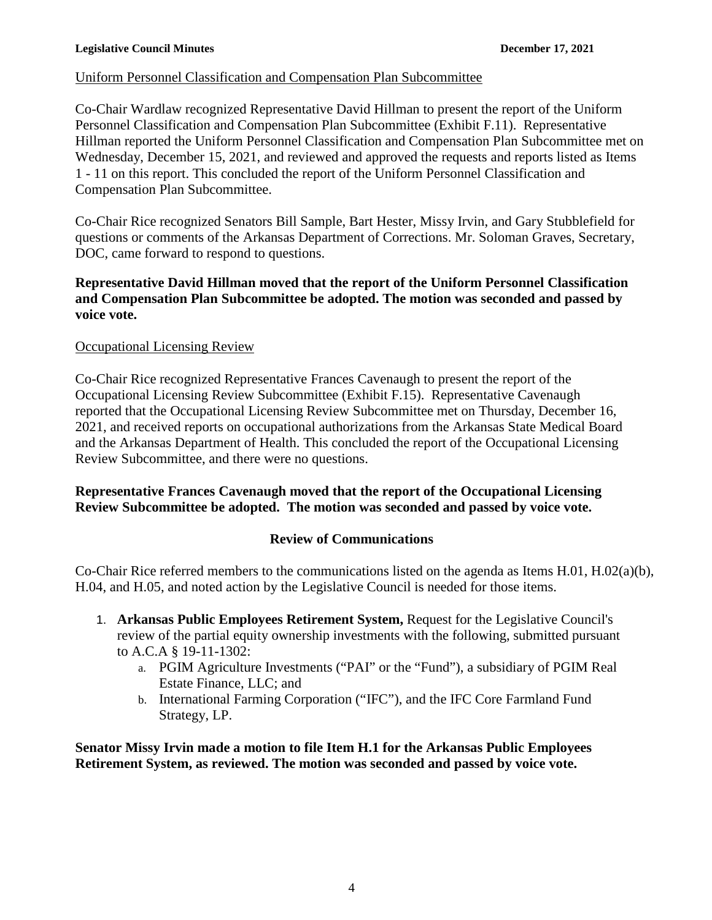Uniform Personnel Classification and Compensation Plan Subcommittee

Co-Chair Wardlaw recognized Representative David Hillman to present the report of the Uniform Personnel Classification and Compensation Plan Subcommittee (Exhibit F.11). Representative Hillman reported the Uniform Personnel Classification and Compensation Plan Subcommittee met on Wednesday, December 15, 2021, and reviewed and approved the requests and reports listed as Items 1 - 11 on this report. This concluded the report of the Uniform Personnel Classification and Compensation Plan Subcommittee.

Co-Chair Rice recognized Senators Bill Sample, Bart Hester, Missy Irvin, and Gary Stubblefield for questions or comments of the Arkansas Department of Corrections. Mr. Soloman Graves, Secretary, DOC, came forward to respond to questions.

**Representative David Hillman moved that the report of the Uniform Personnel Classification and Compensation Plan Subcommittee be adopted. The motion was seconded and passed by voice vote.**

Occupational Licensing Review

Co-Chair Rice recognized Representative Frances Cavenaugh to present the report of the Occupational Licensing Review Subcommittee (Exhibit F.15). Representative Cavenaugh reported that the Occupational Licensing Review Subcommittee met on Thursday, December 16, 2021, and received reports on occupational authorizations from the Arkansas State Medical Board and the Arkansas Department of Health. This concluded the report of the Occupational Licensing Review Subcommittee, and there were no questions.

**Representative Frances Cavenaugh moved that the report of the Occupational Licensing Review Subcommittee be adopted. The motion was seconded and passed by voice vote.**

## Review of Communications

Co-Chair Rice referred members to the communications listed on the agenda as Items H.01, H.02(a)(b), H.04, and H.05, and noted action by the Legislative Council is needed for those items.

1. **Arkansas Public Employees Retirement System,** Request for the Legislative Council's review of the partial equity ownership investments with the following, submitted pursuant to A.C.A § 19-11-1302:
   a. PGIM Agriculture Investments ("PAI" or the "Fund"), a subsidiary of PGIM Real Estate Finance, LLC; and
   b. International Farming Corporation ("IFC"), and the IFC Core Farmland Fund Strategy, LP.

**Senator Missy Irvin made a motion to file Item H.1 for the Arkansas Public Employees Retirement System, as reviewed. The motion was seconded and passed by voice vote.**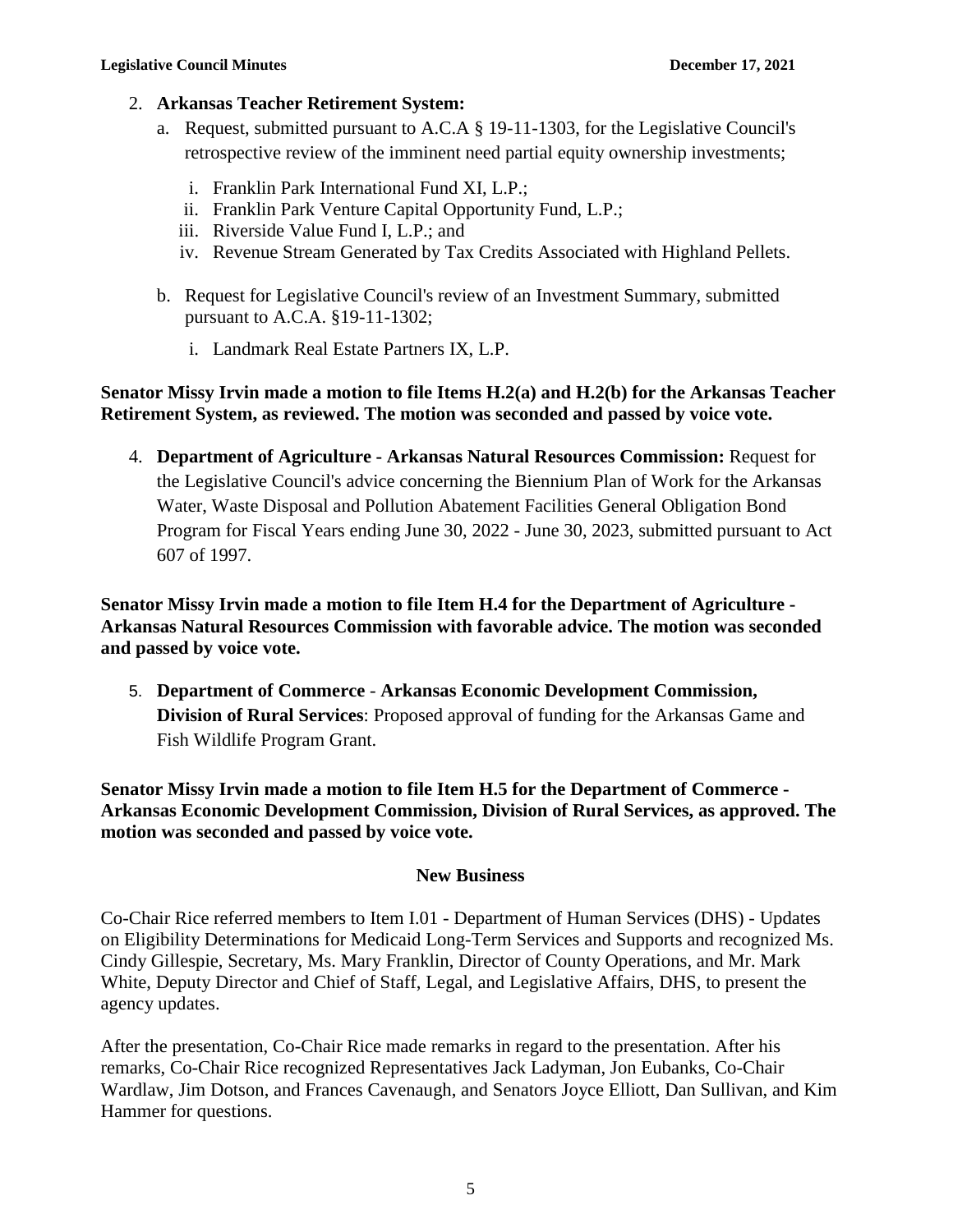2. **Arkansas Teacher Retirement System:**
   a. Request, submitted pursuant to A.C.A § 19-11-1303, for the Legislative Council's retrospective review of the imminent need partial equity ownership investments;
      i. Franklin Park International Fund XI, L.P.;
      ii. Franklin Park Venture Capital Opportunity Fund, L.P.;
      iii. Riverside Value Fund I, L.P.; and
      iv. Revenue Stream Generated by Tax Credits Associated with Highland Pellets.

   b. Request for Legislative Council's review of an Investment Summary, submitted pursuant to A.C.A. §19-11-1302;
      i. Landmark Real Estate Partners IX, L.P.

**Senator Missy Irvin made a motion to file Items H.2(a) and H.2(b) for the Arkansas Teacher Retirement System, as reviewed. The motion was seconded and passed by voice vote.**

4. **Department of Agriculture - Arkansas Natural Resources Commission:** Request for the Legislative Council's advice concerning the Biennium Plan of Work for the Arkansas Water, Waste Disposal and Pollution Abatement Facilities General Obligation Bond Program for Fiscal Years ending June 30, 2022 - June 30, 2023, submitted pursuant to Act 607 of 1997.

**Senator Missy Irvin made a motion to file Item H.4 for the Department of Agriculture - Arkansas Natural Resources Commission with favorable advice. The motion was seconded and passed by voice vote.**

5. **Department of Commerce - Arkansas Economic Development Commission, Division of Rural Services**: Proposed approval of funding for the Arkansas Game and Fish Wildlife Program Grant.

**Senator Missy Irvin made a motion to file Item H.5 for the Department of Commerce - Arkansas Economic Development Commission, Division of Rural Services, as approved. The motion was seconded and passed by voice vote.**

## New Business

Co-Chair Rice referred members to Item I.01 - Department of Human Services (DHS) - Updates on Eligibility Determinations for Medicaid Long-Term Services and Supports and recognized Ms. Cindy Gillespie, Secretary, Ms. Mary Franklin, Director of County Operations, and Mr. Mark White, Deputy Director and Chief of Staff, Legal, and Legislative Affairs, DHS, to present the agency updates.

After the presentation, Co-Chair Rice made remarks in regard to the presentation. After his remarks, Co-Chair Rice recognized Representatives Jack Ladyman, Jon Eubanks, Co-Chair Wardlaw, Jim Dotson, and Frances Cavenaugh, and Senators Joyce Elliott, Dan Sullivan, and Kim Hammer for questions.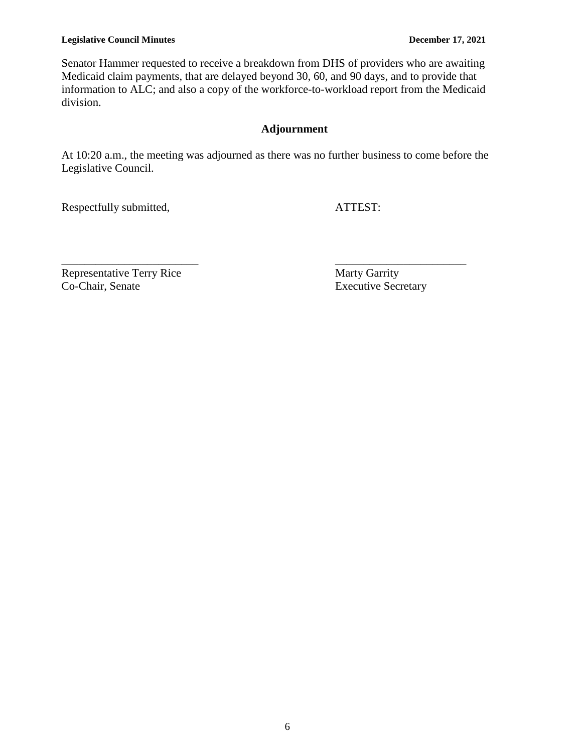Senator Hammer requested to receive a breakdown from DHS of providers who are awaiting Medicaid claim payments, that are delayed beyond 30, 60, and 90 days, and to provide that information to ALC; and also a copy of the workforce-to-workload report from the Medicaid division.

## Adjournment

At 10:20 a.m., the meeting was adjourned as there was no further business to come before the Legislative Council.

| | |
|---|---|
| Respectfully submitted, | ATTEST: |
| ________________________ | ______________________ |
| Representative Terry Rice | Marty Garrity |
| Co-Chair, Senate | Executive Secretary |